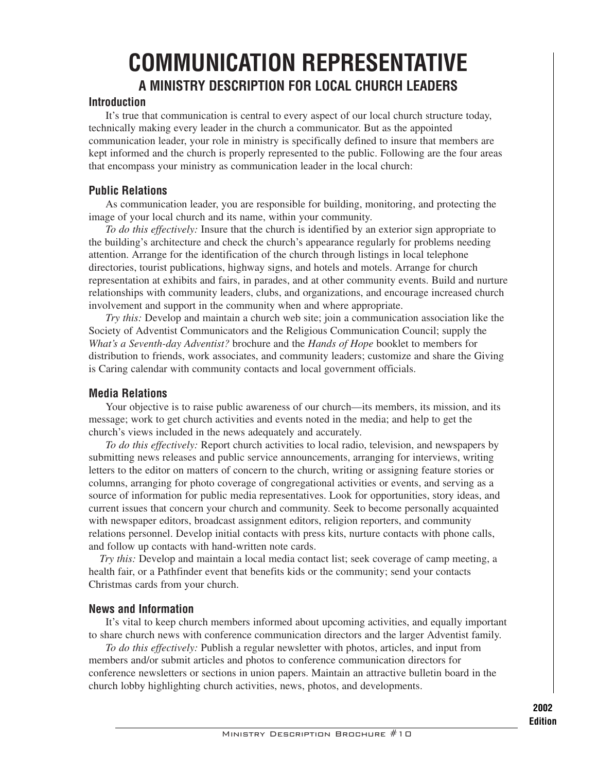# COMMUNICATION REPRESENTATIVE

## A MINISTRY DESCRIPTION FOR LOCAL CHURCH LEADERS

### Introduction

It's true that communication is central to every aspect of our local church structure today, technically making every leader in the church a communicator. But as the appointed communication leader, your role in ministry is specifically defined to insure that members are kept informed and the church is properly represented to the public. Following are the four areas that encompass your ministry as communication leader in the local church:

### Public Relations

As communication leader, you are responsible for building, monitoring, and protecting the image of your local church and its name, within your community.

*To do this effectively:* Insure that the church is identified by an exterior sign appropriate to the building's architecture and check the church's appearance regularly for problems needing attention. Arrange for the identification of the church through listings in local telephone directories, tourist publications, highway signs, and hotels and motels. Arrange for church representation at exhibits and fairs, in parades, and at other community events. Build and nurture relationships with community leaders, clubs, and organizations, and encourage increased church involvement and support in the community when and where appropriate.

*Try this:* Develop and maintain a church web site; join a communication association like the Society of Adventist Communicators and the Religious Communication Council; supply the *What's a Seventh-day Adventist?* brochure and the *Hands of Hope* booklet to members for distribution to friends, work associates, and community leaders; customize and share the Giving is Caring calendar with community contacts and local government officials.

### Media Relations

Your objective is to raise public awareness of our church—its members, its mission, and its message; work to get church activities and events noted in the media; and help to get the church's views included in the news adequately and accurately.

*To do this effectively:* Report church activities to local radio, television, and newspapers by submitting news releases and public service announcements, arranging for interviews, writing letters to the editor on matters of concern to the church, writing or assigning feature stories or columns, arranging for photo coverage of congregational activities or events, and serving as a source of information for public media representatives. Look for opportunities, story ideas, and current issues that concern your church and community. Seek to become personally acquainted with newspaper editors, broadcast assignment editors, religion reporters, and community relations personnel. Develop initial contacts with press kits, nurture contacts with phone calls, and follow up contacts with hand-written note cards.

*Try this:* Develop and maintain a local media contact list; seek coverage of camp meeting, a health fair, or a Pathfinder event that benefits kids or the community; send your contacts Christmas cards from your church.

### News and Information

It's vital to keep church members informed about upcoming activities, and equally important to share church news with conference communication directors and the larger Adventist family.

*To do this effectively:* Publish a regular newsletter with photos, articles, and input from members and/or submit articles and photos to conference communication directors for conference newsletters or sections in union papers. Maintain an attractive bulletin board in the church lobby highlighting church activities, news, photos, and developments.

**2002 Edition**

Ministry Description Brochure #10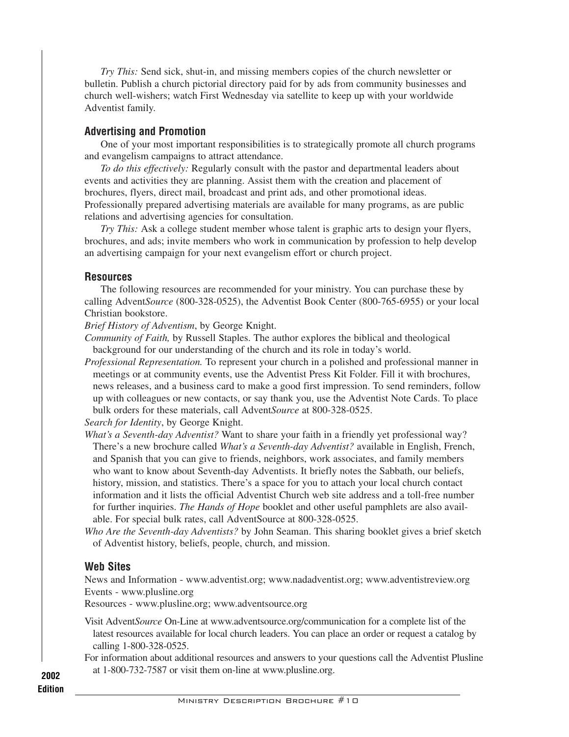*Try This:* Send sick, shut-in, and missing members copies of the church newsletter or bulletin. Publish a church pictorial directory paid for by ads from community businesses and church well-wishers; watch First Wednesday via satellite to keep up with your worldwide Adventist family.

### Advertising and Promotion

One of your most important responsibilities is to strategically promote all church programs and evangelism campaigns to attract attendance.

*To do this effectively:* Regularly consult with the pastor and departmental leaders about events and activities they are planning. Assist them with the creation and placement of brochures, flyers, direct mail, broadcast and print ads, and other promotional ideas. Professionally prepared advertising materials are available for many programs, as are public relations and advertising agencies for consultation.

*Try This:* Ask a college student member whose talent is graphic arts to design your flyers, brochures, and ads; invite members who work in communication by profession to help develop an advertising campaign for your next evangelism effort or church project.

### Resources

The following resources are recommended for your ministry. You can purchase these by calling Advent*Source* (800-328-0525), the Adventist Book Center (800-765-6955) or your local Christian bookstore.

*Brief History of Adventism*, by George Knight.

*Community of Faith,* by Russell Staples. The author explores the biblical and theological background for our understanding of the church and its role in today's world.

*Professional Representation.* To represent your church in a polished and professional manner in meetings or at community events, use the Adventist Press Kit Folder. Fill it with brochures, news releases, and a business card to make a good first impression. To send reminders, follow up with colleagues or new contacts, or say thank you, use the Adventist Note Cards. To place bulk orders for these materials, call Advent*Source* at 800-328-0525.

*Search for Identity*, by George Knight.

*What's a Seventh-day Adventist?* Want to share your faith in a friendly yet professional way? There's a new brochure called *What's a Seventh-day Adventist?* available in English, French, and Spanish that you can give to friends, neighbors, work associates, and family members who want to know about Seventh-day Adventists. It briefly notes the Sabbath, our beliefs, history, mission, and statistics. There's a space for you to attach your local church contact information and it lists the official Adventist Church web site address and a toll-free number for further inquiries. *The Hands of Hope* booklet and other useful pamphlets are also available. For special bulk rates, call AdventSource at 800-328-0525.

*Who Are the Seventh-day Adventists?* by John Seaman. This sharing booklet gives a brief sketch of Adventist history, beliefs, people, church, and mission.

### Web Sites

News and Information - www.adventist.org; www.nadadventist.org; www.adventistreview.org
Events - www.plusline.org
Resources - www.plusline.org; www.adventsource.org

Visit Advent*Source* On-Line at www.adventsource.org/communication for a complete list of the latest resources available for local church leaders. You can place an order or request a catalog by calling 1-800-328-0525.

For information about additional resources and answers to your questions call the Adventist Plusline at 1-800-732-7587 or visit them on-line at www.plusline.org.

**2002 Edition**